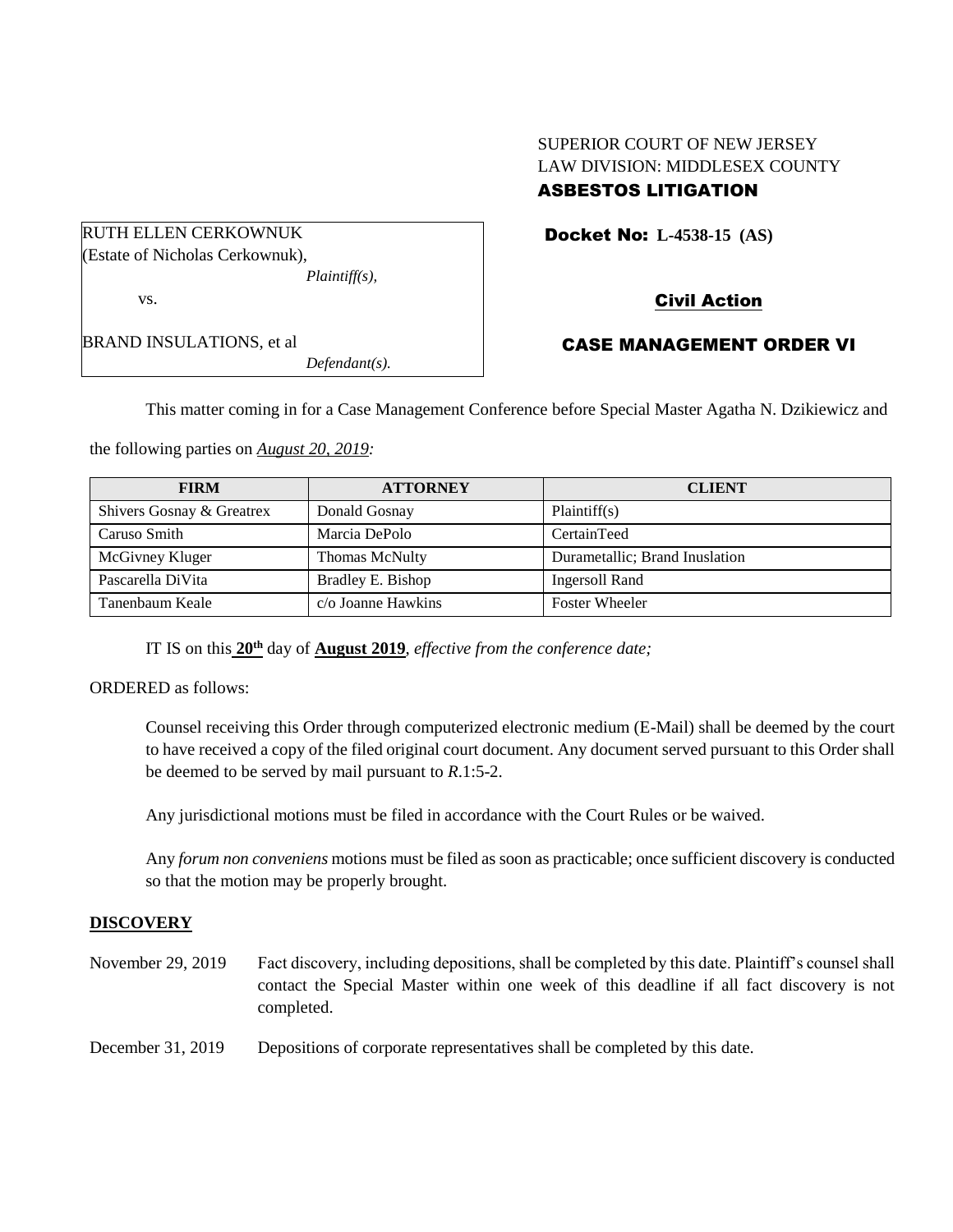SUPERIOR COURT OF NEW JERSEY
LAW DIVISION: MIDDLESEX COUNTY
**ASBESTOS LITIGATION**

RUTH ELLEN CERKOWNUK
(Estate of Nicholas Cerkownuk),
*Plaintiff(s),*

vs.

BRAND INSULATIONS, et al
*Defendant(s).*

**Docket No: L-4538-15 (AS)**

**Civil Action**

**CASE MANAGEMENT ORDER VI**

This matter coming in for a Case Management Conference before Special Master Agatha N. Dzikiewicz and the following parties on *August 20, 2019:*

| FIRM | ATTORNEY | CLIENT |
|---|---|---|
| Shivers Gosnay & Greatrex | Donald Gosnay | Plaintiff(s) |
| Caruso Smith | Marcia DePolo | CertainTeed |
| McGivney Kluger | Thomas McNulty | Durametallic; Brand Inuslation |
| Pascarella DiVita | Bradley E. Bishop | Ingersoll Rand |
| Tanenbaum Keale | c/o Joanne Hawkins | Foster Wheeler |

IT IS on this **20th** day of **August 2019**, *effective from the conference date;*

ORDERED as follows:

Counsel receiving this Order through computerized electronic medium (E-Mail) shall be deemed by the court to have received a copy of the filed original court document. Any document served pursuant to this Order shall be deemed to be served by mail pursuant to *R*.1:5-2.

Any jurisdictional motions must be filed in accordance with the Court Rules or be waived.

Any *forum non conveniens* motions must be filed as soon as practicable; once sufficient discovery is conducted so that the motion may be properly brought.

**DISCOVERY**

November 29, 2019 — Fact discovery, including depositions, shall be completed by this date. Plaintiff's counsel shall contact the Special Master within one week of this deadline if all fact discovery is not completed.

December 31, 2019 — Depositions of corporate representatives shall be completed by this date.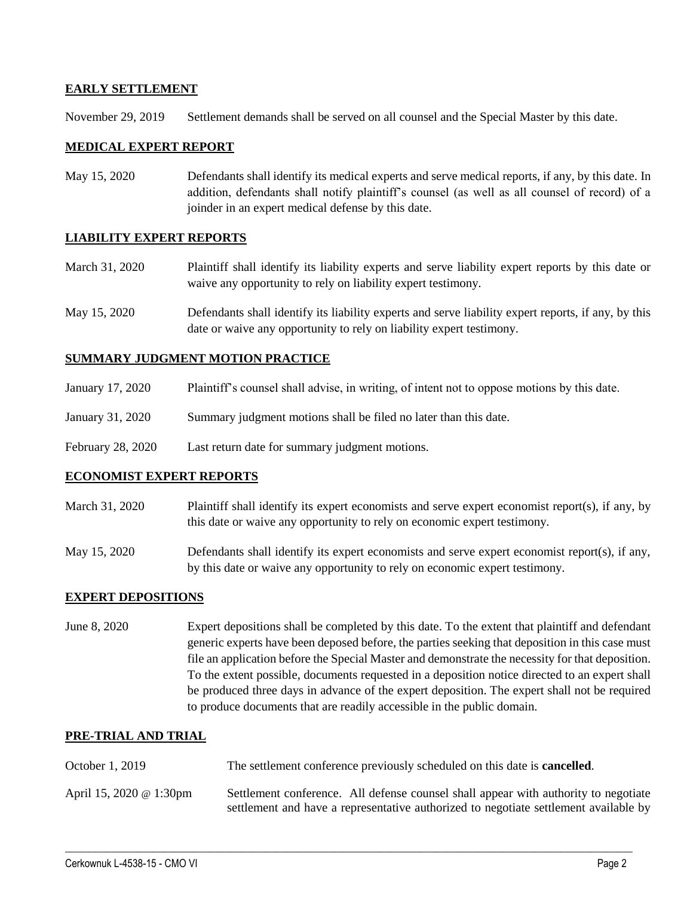## EARLY SETTLEMENT

November 29, 2019 Settlement demands shall be served on all counsel and the Special Master by this date.

## MEDICAL EXPERT REPORT

May 15, 2020 Defendants shall identify its medical experts and serve medical reports, if any, by this date. In addition, defendants shall notify plaintiff's counsel (as well as all counsel of record) of a joinder in an expert medical defense by this date.

## LIABILITY EXPERT REPORTS

March 31, 2020 Plaintiff shall identify its liability experts and serve liability expert reports by this date or waive any opportunity to rely on liability expert testimony.

May 15, 2020 Defendants shall identify its liability experts and serve liability expert reports, if any, by this date or waive any opportunity to rely on liability expert testimony.

## SUMMARY JUDGMENT MOTION PRACTICE

January 17, 2020 Plaintiff's counsel shall advise, in writing, of intent not to oppose motions by this date.

January 31, 2020 Summary judgment motions shall be filed no later than this date.

February 28, 2020 Last return date for summary judgment motions.

## ECONOMIST EXPERT REPORTS

March 31, 2020 Plaintiff shall identify its expert economists and serve expert economist report(s), if any, by this date or waive any opportunity to rely on economic expert testimony.

May 15, 2020 Defendants shall identify its expert economists and serve expert economist report(s), if any, by this date or waive any opportunity to rely on economic expert testimony.

## EXPERT DEPOSITIONS

June 8, 2020 Expert depositions shall be completed by this date. To the extent that plaintiff and defendant generic experts have been deposed before, the parties seeking that deposition in this case must file an application before the Special Master and demonstrate the necessity for that deposition. To the extent possible, documents requested in a deposition notice directed to an expert shall be produced three days in advance of the expert deposition. The expert shall not be required to produce documents that are readily accessible in the public domain.

## PRE-TRIAL AND TRIAL

October 1, 2019 The settlement conference previously scheduled on this date is **cancelled**.

April 15, 2020 @ 1:30pm Settlement conference. All defense counsel shall appear with authority to negotiate settlement and have a representative authorized to negotiate settlement available by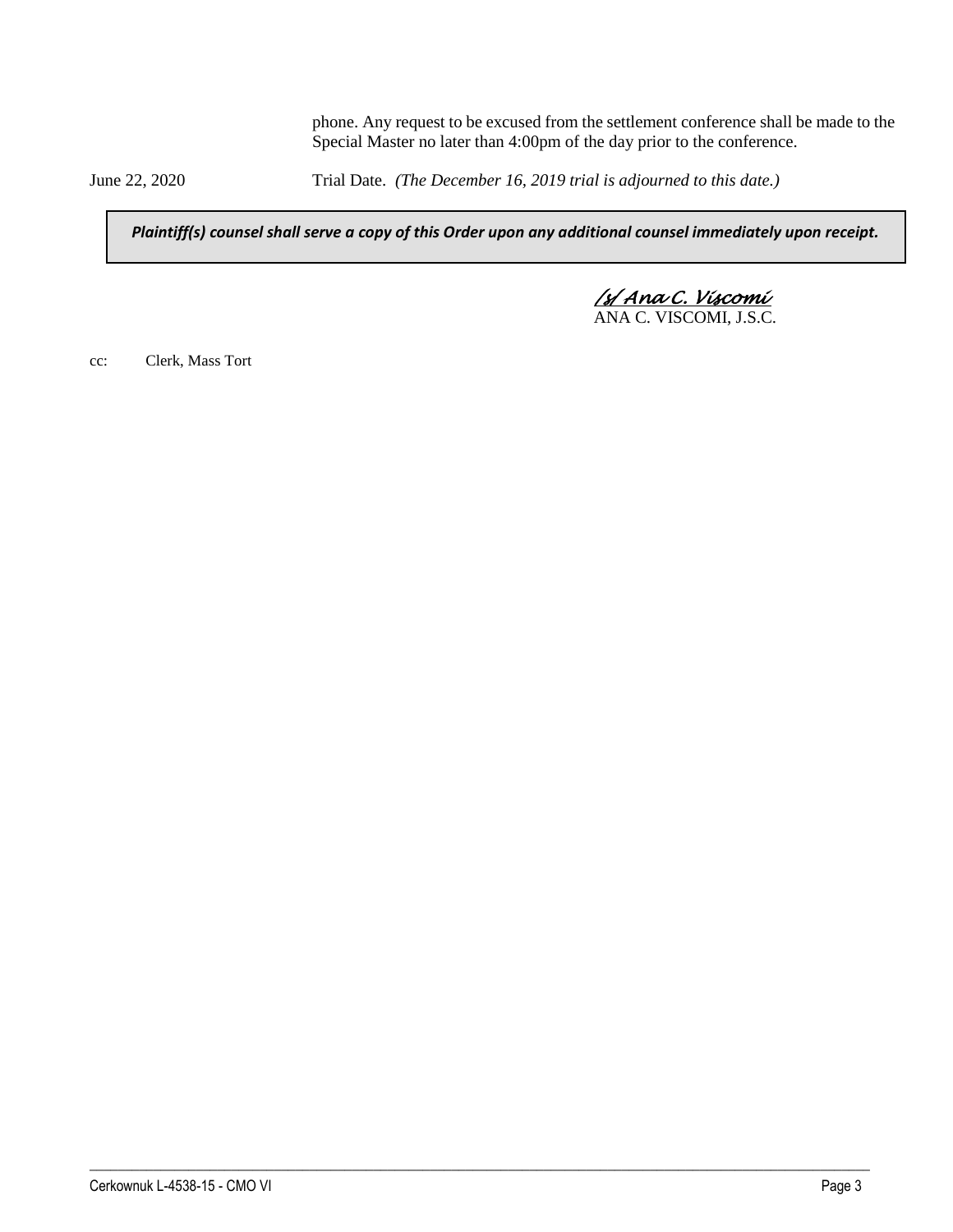phone. Any request to be excused from the settlement conference shall be made to the Special Master no later than 4:00pm of the day prior to the conference.

| | |
|---|---|
| June 22, 2020 | Trial Date. *(The December 16, 2019 trial is adjourned to this date.)* |

***Plaintiff(s) counsel shall serve a copy of this Order upon any additional counsel immediately upon receipt.***

/s/ Ana C. Viscomi
ANA C. VISCOMI, J.S.C.

cc: Clerk, Mass Tort